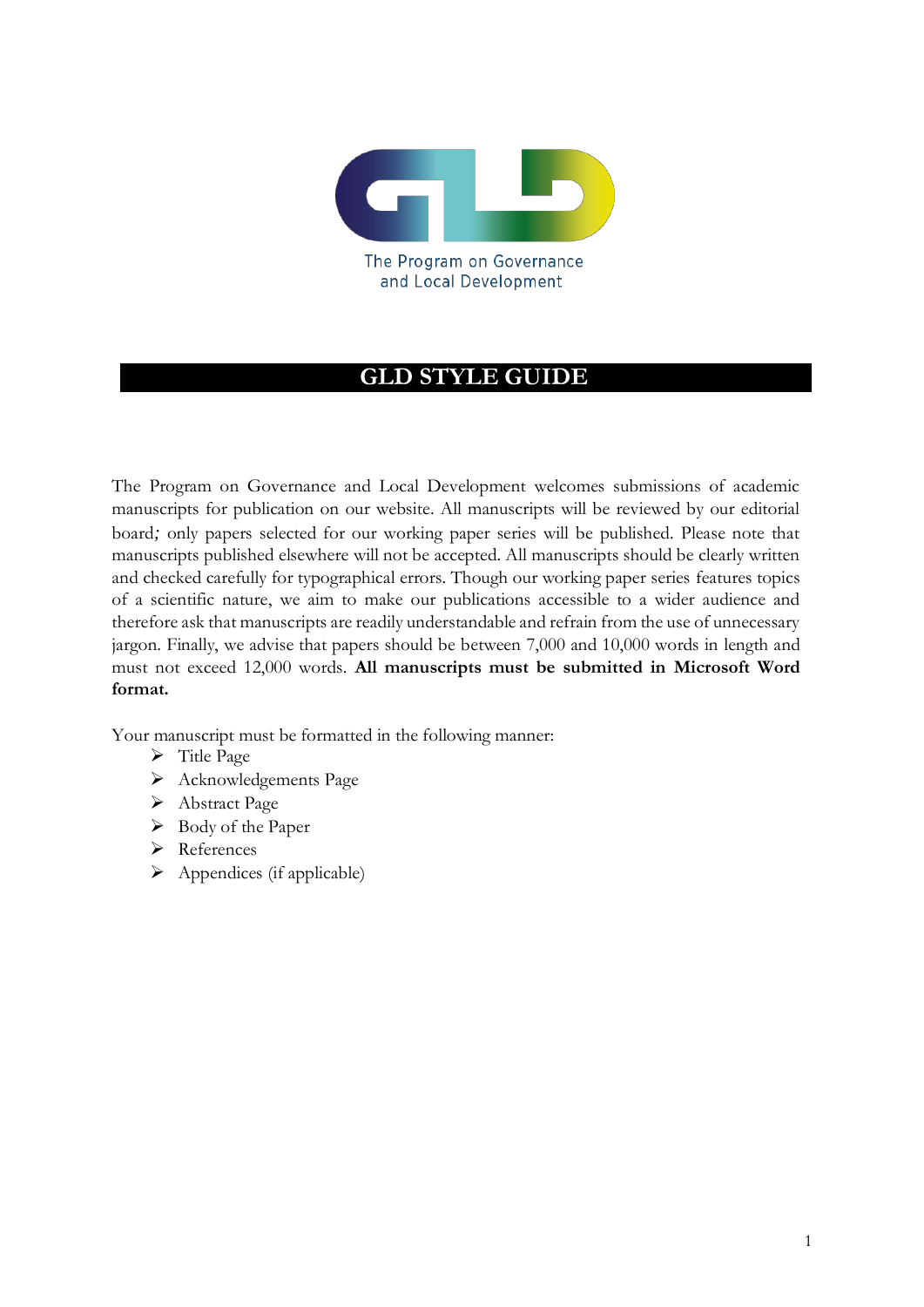The Program on Governance and Local Development

# GLD STYLE GUIDE

The Program on Governance and Local Development welcomes submissions of academic manuscripts for publication on our website. All manuscripts will be reviewed by our editorial board; only papers selected for our working paper series will be published. Please note that manuscripts published elsewhere will not be accepted. All manuscripts should be clearly written and checked carefully for typographical errors. Though our working paper series features topics of a scientific nature, we aim to make our publications accessible to a wider audience and therefore ask that manuscripts are readily understandable and refrain from the use of unnecessary jargon. Finally, we advise that papers should be between 7,000 and 10,000 words in length and must not exceed 12,000 words. **All manuscripts must be submitted in Microsoft Word format.**

Your manuscript must be formatted in the following manner:

- Title Page
- Acknowledgements Page
- Abstract Page
- Body of the Paper
- References
- Appendices (if applicable)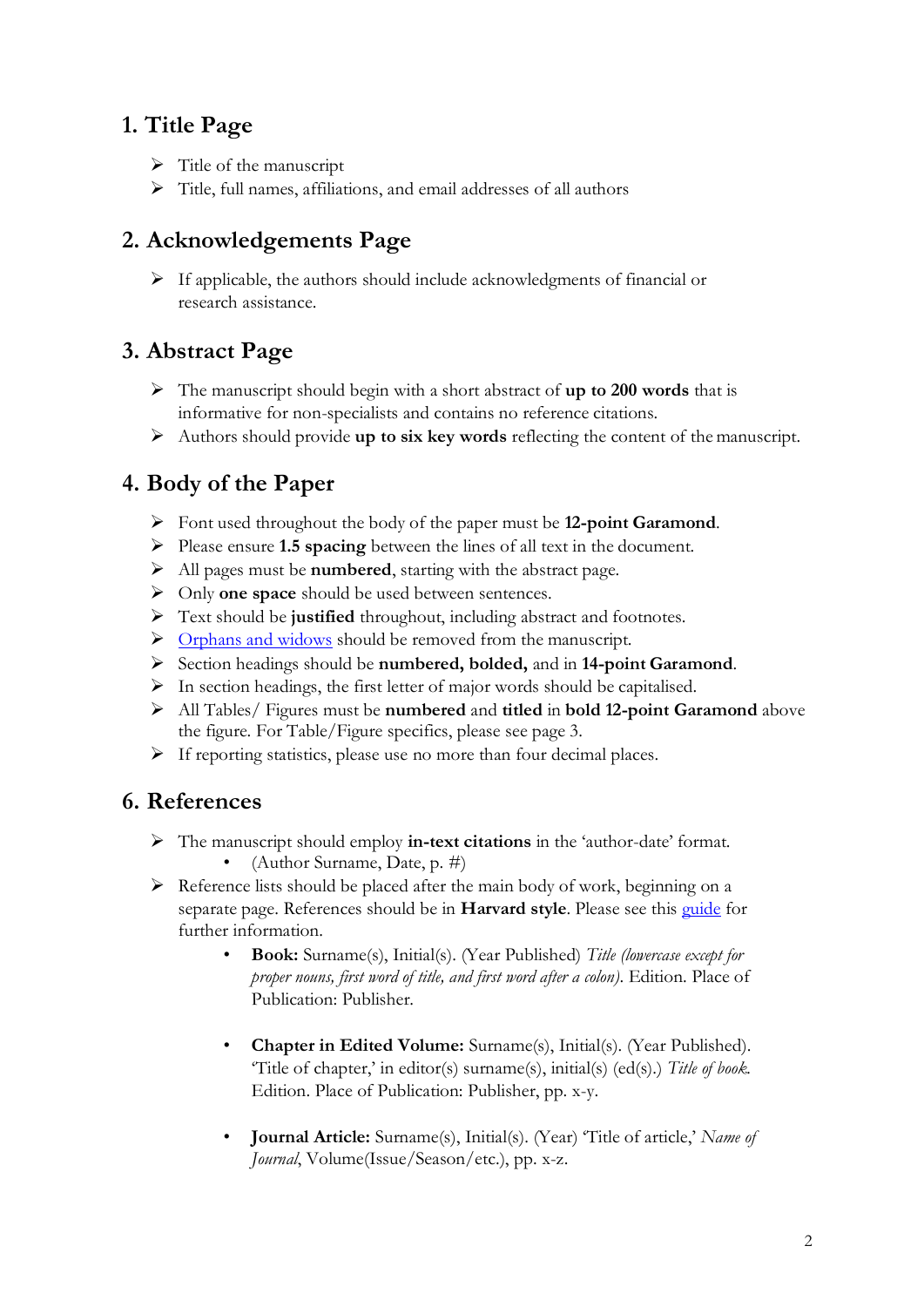## 1. Title Page

- Title of the manuscript
- Title, full names, affiliations, and email addresses of all authors

## 2. Acknowledgements Page

- If applicable, the authors should include acknowledgments of financial or research assistance.

## 3. Abstract Page

- The manuscript should begin with a short abstract of **up to 200 words** that is informative for non-specialists and contains no reference citations.
- Authors should provide **up to six key words** reflecting the content of the manuscript.

## 4. Body of the Paper

- Font used throughout the body of the paper must be **12-point Garamond**.
- Please ensure **1.5 spacing** between the lines of all text in the document.
- All pages must be **numbered**, starting with the abstract page.
- Only **one space** should be used between sentences.
- Text should be **justified** throughout, including abstract and footnotes.
- Orphans and widows should be removed from the manuscript.
- Section headings should be **numbered, bolded,** and in **14-point Garamond**.
- In section headings, the first letter of major words should be capitalised.
- All Tables/ Figures must be **numbered** and **titled** in **bold 12-point Garamond** above the figure. For Table/Figure specifics, please see page 3.
- If reporting statistics, please use no more than four decimal places.

## 6. References

- The manuscript should employ **in-text citations** in the 'author-date' format.
  - (Author Surname, Date, p. #)
- Reference lists should be placed after the main body of work, beginning on a separate page. References should be in **Harvard style**. Please see this guide for further information.
  - **Book:** Surname(s), Initial(s). (Year Published) *Title (lowercase except for proper nouns, first word of title, and first word after a colon)*. Edition. Place of Publication: Publisher.

  - **Chapter in Edited Volume:** Surname(s), Initial(s). (Year Published). 'Title of chapter,' in editor(s) surname(s), initial(s) (ed(s).) *Title of book*. Edition. Place of Publication: Publisher, pp. x-y.

  - **Journal Article:** Surname(s), Initial(s). (Year) 'Title of article,' *Name of Journal*, Volume(Issue/Season/etc.), pp. x-z.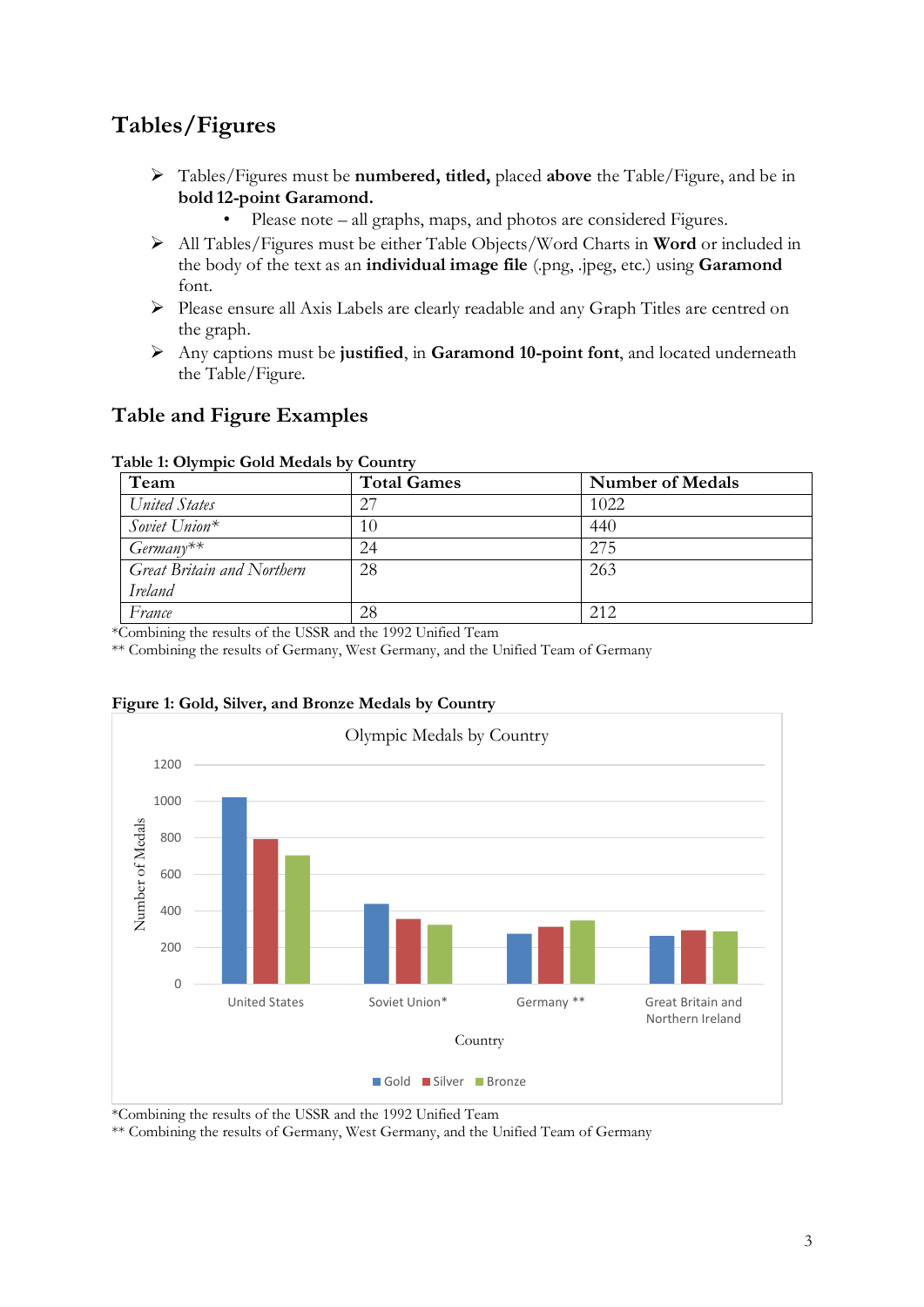## Tables/Figures

- Tables/Figures must be **numbered, titled,** placed **above** the Table/Figure, and be in **bold 12-point Garamond.**
  - Please note – all graphs, maps, and photos are considered Figures.
- All Tables/Figures must be either Table Objects/Word Charts in **Word** or included in the body of the text as an **individual image file** (.png, .jpeg, etc.) using **Garamond** font.
- Please ensure all Axis Labels are clearly readable and any Graph Titles are centred on the graph.
- Any captions must be **justified**, in **Garamond 10-point font**, and located underneath the Table/Figure.

## Table and Figure Examples

**Table 1: Olympic Gold Medals by Country**

| Team | Total Games | Number of Medals |
|---|---|---|
| *United States* | 27 | 1022 |
| *Soviet Union** | 10 | 440 |
| *Germany*** | 24 | 275 |
| *Great Britain and Northern Ireland* | 28 | 263 |
| *France* | 28 | 212 |

*Combining the results of the USSR and the 1992 Unified Team
** Combining the results of Germany, West Germany, and the Unified Team of Germany

**Figure 1: Gold, Silver, and Bronze Medals by Country**

Olympic Medals by Country

Number of Medals

0
200
400
600
800
1000
1200

United States
Soviet Union*
Germany **
Great Britain and Northern Ireland

Country

Gold Silver Bronze

*Combining the results of the USSR and the 1992 Unified Team
** Combining the results of Germany, West Germany, and the Unified Team of Germany